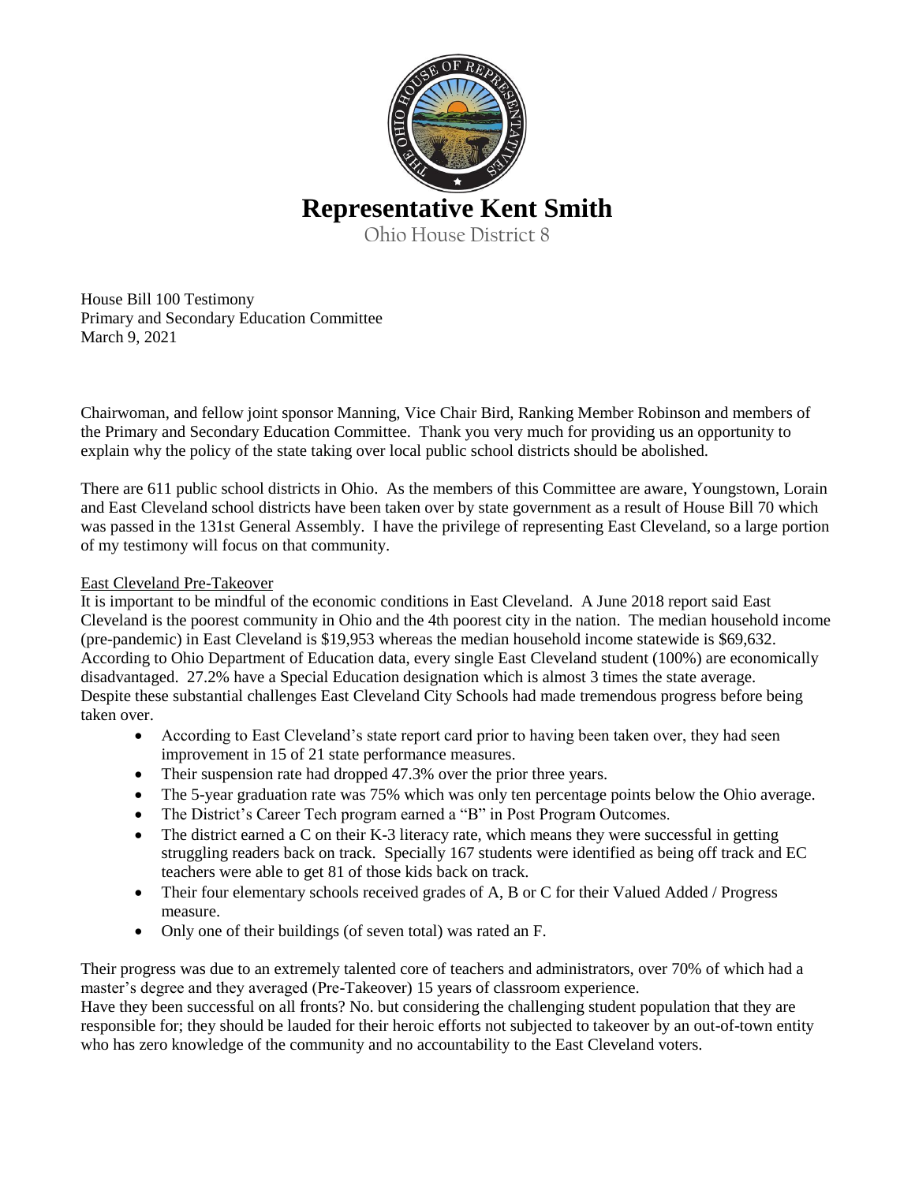# Representative Kent Smith

Ohio House District 8

House Bill 100 Testimony
Primary and Secondary Education Committee
March 9, 2021

Chairwoman, and fellow joint sponsor Manning, Vice Chair Bird, Ranking Member Robinson and members of the Primary and Secondary Education Committee. Thank you very much for providing us an opportunity to explain why the policy of the state taking over local public school districts should be abolished.

There are 611 public school districts in Ohio. As the members of this Committee are aware, Youngstown, Lorain and East Cleveland school districts have been taken over by state government as a result of House Bill 70 which was passed in the 131st General Assembly. I have the privilege of representing East Cleveland, so a large portion of my testimony will focus on that community.

East Cleveland Pre-Takeover

It is important to be mindful of the economic conditions in East Cleveland. A June 2018 report said East Cleveland is the poorest community in Ohio and the 4th poorest city in the nation. The median household income (pre-pandemic) in East Cleveland is $19,953 whereas the median household income statewide is $69,632. According to Ohio Department of Education data, every single East Cleveland student (100%) are economically disadvantaged. 27.2% have a Special Education designation which is almost 3 times the state average. Despite these substantial challenges East Cleveland City Schools had made tremendous progress before being taken over.

- According to East Cleveland's state report card prior to having been taken over, they had seen improvement in 15 of 21 state performance measures.
- Their suspension rate had dropped 47.3% over the prior three years.
- The 5-year graduation rate was 75% which was only ten percentage points below the Ohio average.
- The District's Career Tech program earned a "B" in Post Program Outcomes.
- The district earned a C on their K-3 literacy rate, which means they were successful in getting struggling readers back on track. Specially 167 students were identified as being off track and EC teachers were able to get 81 of those kids back on track.
- Their four elementary schools received grades of A, B or C for their Valued Added / Progress measure.
- Only one of their buildings (of seven total) was rated an F.

Their progress was due to an extremely talented core of teachers and administrators, over 70% of which had a master's degree and they averaged (Pre-Takeover) 15 years of classroom experience.
Have they been successful on all fronts? No. but considering the challenging student population that they are responsible for; they should be lauded for their heroic efforts not subjected to takeover by an out-of-town entity who has zero knowledge of the community and no accountability to the East Cleveland voters.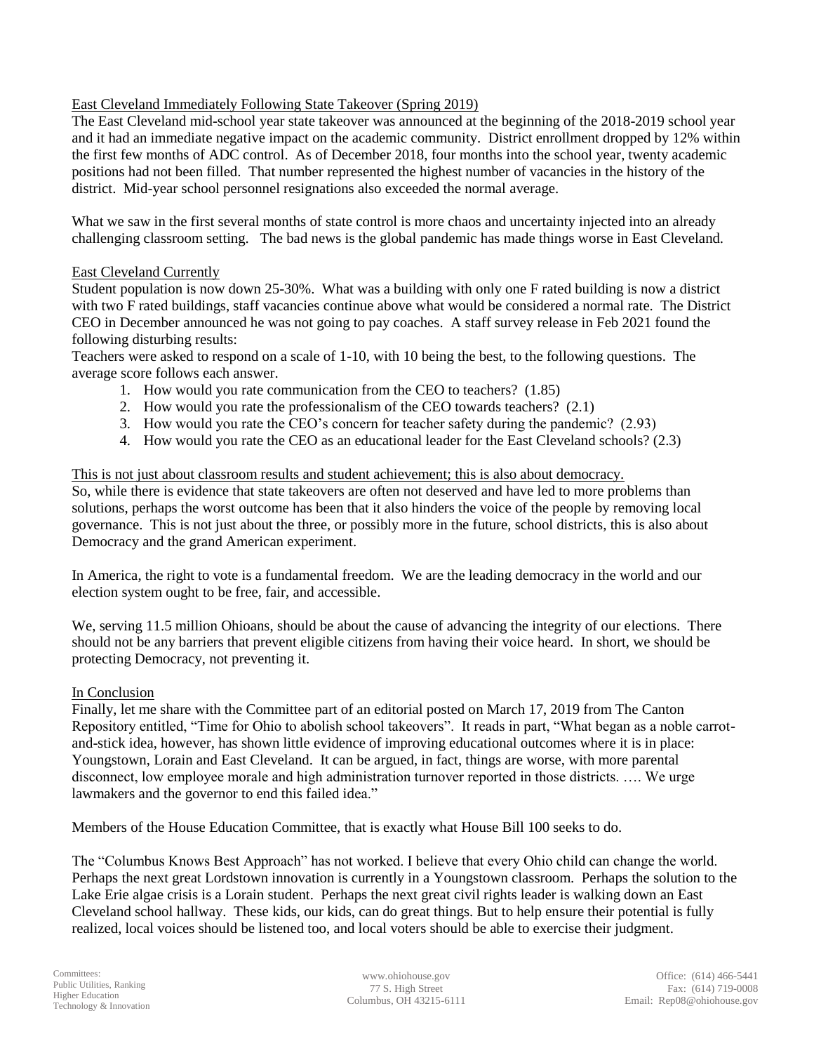East Cleveland Immediately Following State Takeover (Spring 2019)

The East Cleveland mid-school year state takeover was announced at the beginning of the 2018-2019 school year and it had an immediate negative impact on the academic community. District enrollment dropped by 12% within the first few months of ADC control. As of December 2018, four months into the school year, twenty academic positions had not been filled. That number represented the highest number of vacancies in the history of the district. Mid-year school personnel resignations also exceeded the normal average.

What we saw in the first several months of state control is more chaos and uncertainty injected into an already challenging classroom setting. The bad news is the global pandemic has made things worse in East Cleveland.

East Cleveland Currently

Student population is now down 25-30%. What was a building with only one F rated building is now a district with two F rated buildings, staff vacancies continue above what would be considered a normal rate. The District CEO in December announced he was not going to pay coaches. A staff survey release in Feb 2021 found the following disturbing results:

Teachers were asked to respond on a scale of 1-10, with 10 being the best, to the following questions. The average score follows each answer.

1. How would you rate communication from the CEO to teachers? (1.85)
2. How would you rate the professionalism of the CEO towards teachers? (2.1)
3. How would you rate the CEO's concern for teacher safety during the pandemic? (2.93)
4. How would you rate the CEO as an educational leader for the East Cleveland schools? (2.3)

This is not just about classroom results and student achievement; this is also about democracy.

So, while there is evidence that state takeovers are often not deserved and have led to more problems than solutions, perhaps the worst outcome has been that it also hinders the voice of the people by removing local governance. This is not just about the three, or possibly more in the future, school districts, this is also about Democracy and the grand American experiment.

In America, the right to vote is a fundamental freedom. We are the leading democracy in the world and our election system ought to be free, fair, and accessible.

We, serving 11.5 million Ohioans, should be about the cause of advancing the integrity of our elections. There should not be any barriers that prevent eligible citizens from having their voice heard. In short, we should be protecting Democracy, not preventing it.

In Conclusion

Finally, let me share with the Committee part of an editorial posted on March 17, 2019 from The Canton Repository entitled, "Time for Ohio to abolish school takeovers". It reads in part, "What began as a noble carrot-and-stick idea, however, has shown little evidence of improving educational outcomes where it is in place: Youngstown, Lorain and East Cleveland. It can be argued, in fact, things are worse, with more parental disconnect, low employee morale and high administration turnover reported in those districts. …. We urge lawmakers and the governor to end this failed idea."

Members of the House Education Committee, that is exactly what House Bill 100 seeks to do.

The "Columbus Knows Best Approach" has not worked. I believe that every Ohio child can change the world. Perhaps the next great Lordstown innovation is currently in a Youngstown classroom. Perhaps the solution to the Lake Erie algae crisis is a Lorain student. Perhaps the next great civil rights leader is walking down an East Cleveland school hallway. These kids, our kids, can do great things. But to help ensure their potential is fully realized, local voices should be listened too, and local voters should be able to exercise their judgment.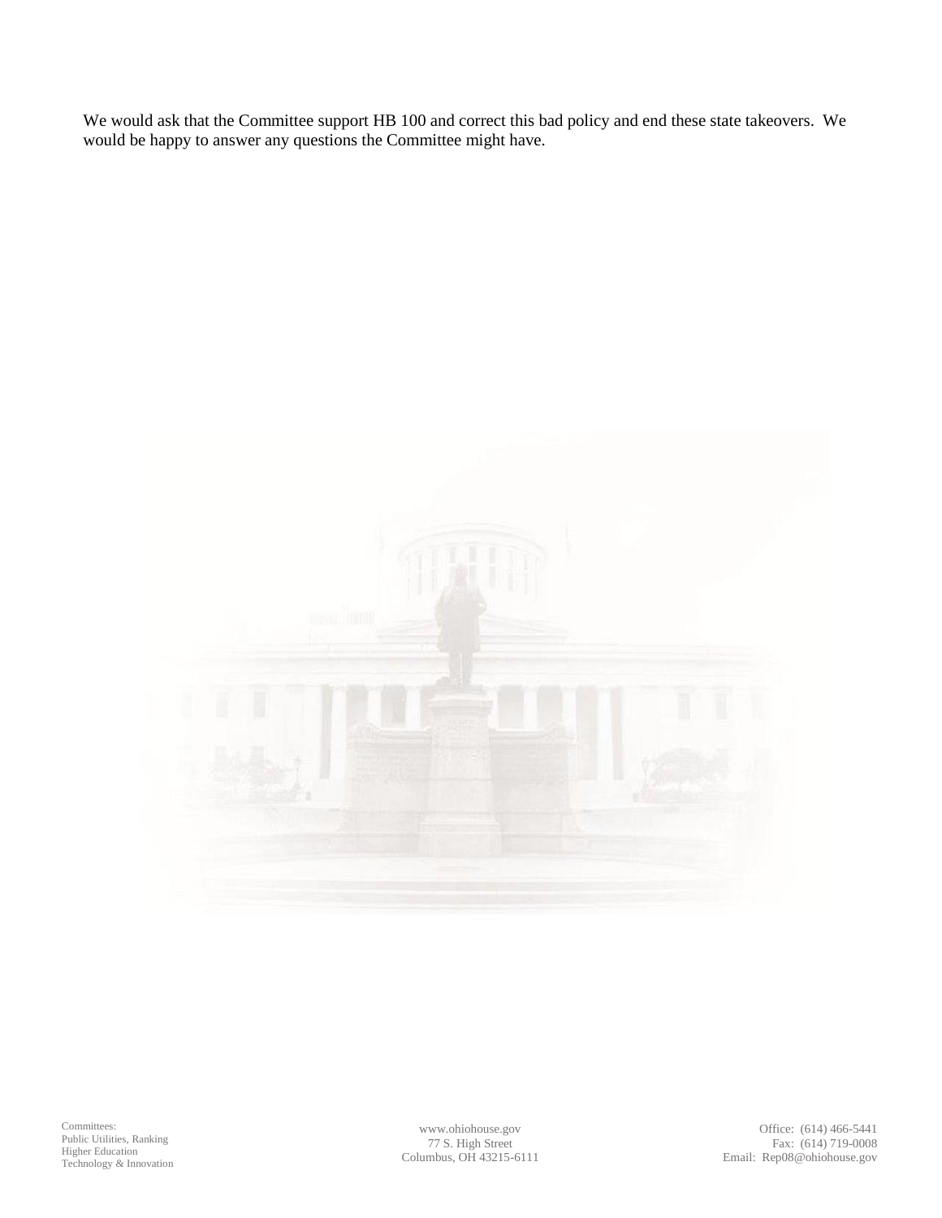We would ask that the Committee support HB 100 and correct this bad policy and end these state takeovers. We would be happy to answer any questions the Committee might have.